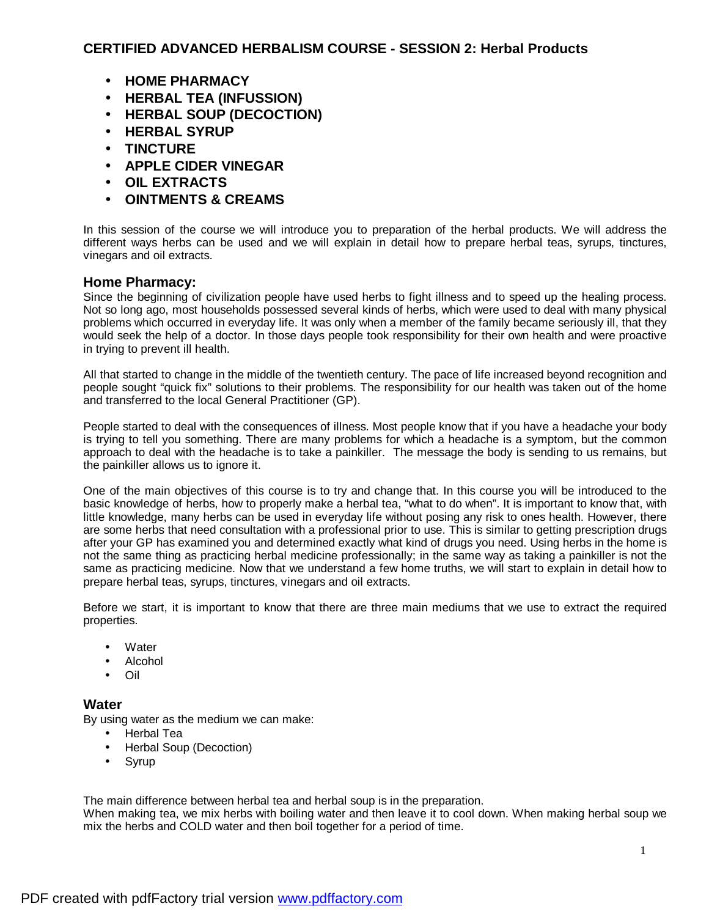# CERTIFIED ADVANCED HERBALISM COURSE - SESSION 2: Herbal Products

- **HOME PHARMACY**
- **HERBAL TEA (INFUSSION)**
- **HERBAL SOUP (DECOCTION)**
- **HERBAL SYRUP**
- **TINCTURE**
- **APPLE CIDER VINEGAR**
- **OIL EXTRACTS**
- **OINTMENTS & CREAMS**

In this session of the course we will introduce you to preparation of the herbal products. We will address the different ways herbs can be used and we will explain in detail how to prepare herbal teas, syrups, tinctures, vinegars and oil extracts.

## Home Pharmacy:

Since the beginning of civilization people have used herbs to fight illness and to speed up the healing process. Not so long ago, most households possessed several kinds of herbs, which were used to deal with many physical problems which occurred in everyday life. It was only when a member of the family became seriously ill, that they would seek the help of a doctor. In those days people took responsibility for their own health and were proactive in trying to prevent ill health.

All that started to change in the middle of the twentieth century. The pace of life increased beyond recognition and people sought "quick fix" solutions to their problems. The responsibility for our health was taken out of the home and transferred to the local General Practitioner (GP).

People started to deal with the consequences of illness. Most people know that if you have a headache your body is trying to tell you something. There are many problems for which a headache is a symptom, but the common approach to deal with the headache is to take a painkiller. The message the body is sending to us remains, but the painkiller allows us to ignore it.

One of the main objectives of this course is to try and change that. In this course you will be introduced to the basic knowledge of herbs, how to properly make a herbal tea, "what to do when". It is important to know that, with little knowledge, many herbs can be used in everyday life without posing any risk to ones health. However, there are some herbs that need consultation with a professional prior to use. This is similar to getting prescription drugs after your GP has examined you and determined exactly what kind of drugs you need. Using herbs in the home is not the same thing as practicing herbal medicine professionally; in the same way as taking a painkiller is not the same as practicing medicine. Now that we understand a few home truths, we will start to explain in detail how to prepare herbal teas, syrups, tinctures, vinegars and oil extracts.

Before we start, it is important to know that there are three main mediums that we use to extract the required properties.

- Water
- Alcohol
- Oil

## Water

By using water as the medium we can make:

- Herbal Tea
- Herbal Soup (Decoction)
- Syrup

The main difference between herbal tea and herbal soup is in the preparation.
When making tea, we mix herbs with boiling water and then leave it to cool down. When making herbal soup we mix the herbs and COLD water and then boil together for a period of time.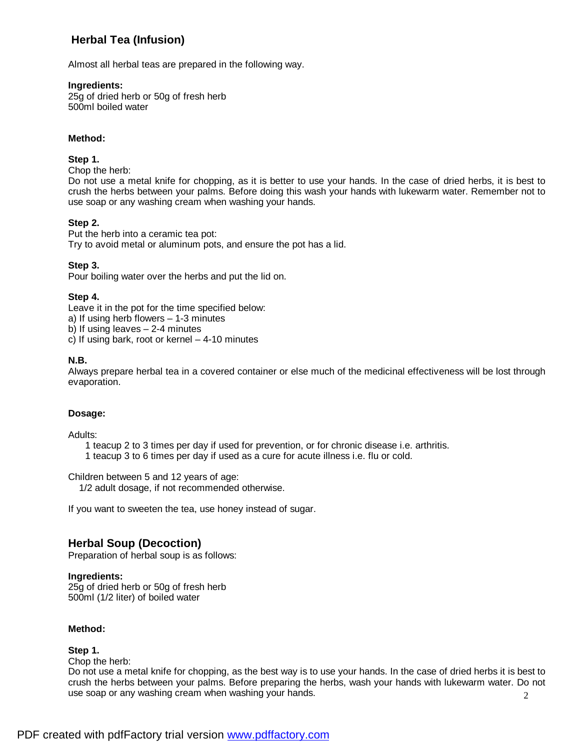## Herbal Tea (Infusion)

Almost all herbal teas are prepared in the following way.

**Ingredients:**
25g of dried herb or 50g of fresh herb
500ml boiled water

**Method:**

**Step 1.**
Chop the herb:
Do not use a metal knife for chopping, as it is better to use your hands. In the case of dried herbs, it is best to crush the herbs between your palms. Before doing this wash your hands with lukewarm water. Remember not to use soap or any washing cream when washing your hands.

**Step 2.**
Put the herb into a ceramic tea pot:
Try to avoid metal or aluminum pots, and ensure the pot has a lid.

**Step 3.**
Pour boiling water over the herbs and put the lid on.

**Step 4.**
Leave it in the pot for the time specified below:
a) If using herb flowers – 1-3 minutes
b) If using leaves – 2-4 minutes
c) If using bark, root or kernel – 4-10 minutes

**N.B.**
Always prepare herbal tea in a covered container or else much of the medicinal effectiveness will be lost through evaporation.

**Dosage:**

Adults:
- 1 teacup 2 to 3 times per day if used for prevention, or for chronic disease i.e. arthritis.
- 1 teacup 3 to 6 times per day if used as a cure for acute illness i.e. flu or cold.

Children between 5 and 12 years of age:
- 1/2 adult dosage, if not recommended otherwise.

If you want to sweeten the tea, use honey instead of sugar.

## Herbal Soup (Decoction)

Preparation of herbal soup is as follows:

**Ingredients:**
25g of dried herb or 50g of fresh herb
500ml (1/2 liter) of boiled water

**Method:**

**Step 1.**
Chop the herb:
Do not use a metal knife for chopping, as the best way is to use your hands. In the case of dried herbs it is best to crush the herbs between your palms. Before preparing the herbs, wash your hands with lukewarm water. Do not use soap or any washing cream when washing your hands.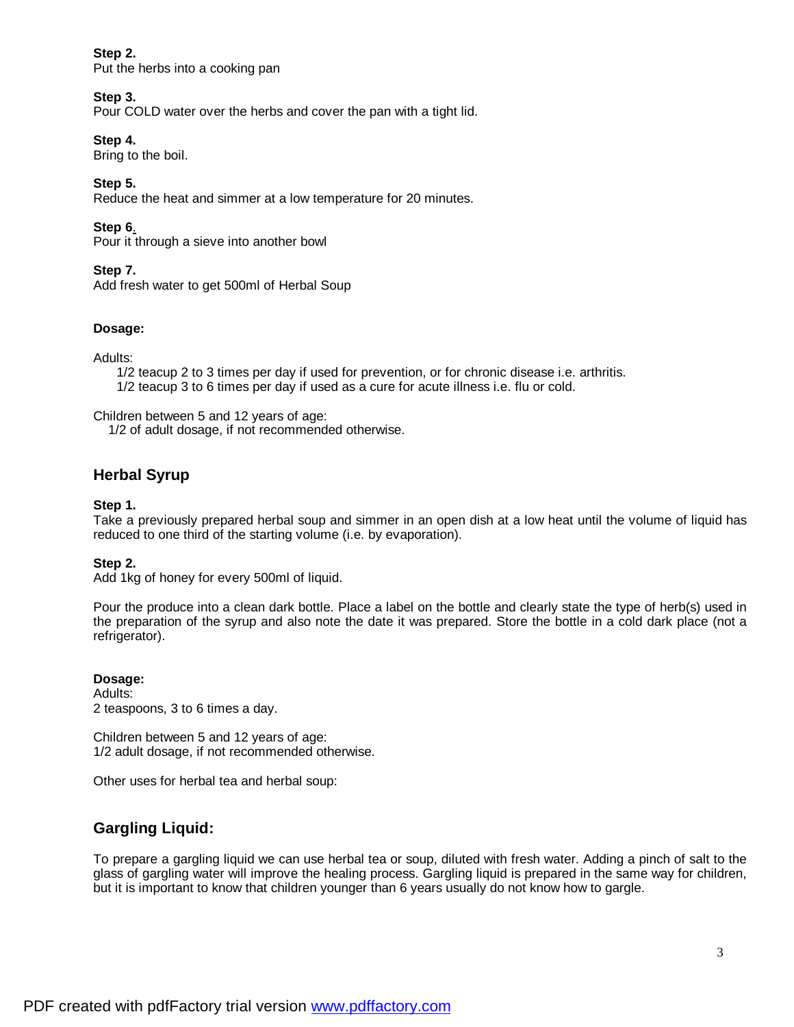**Step 2.**
Put the herbs into a cooking pan

**Step 3.**
Pour COLD water over the herbs and cover the pan with a tight lid.

**Step 4.**
Bring to the boil.

**Step 5.**
Reduce the heat and simmer at a low temperature for 20 minutes.

**Step 6.**
Pour it through a sieve into another bowl

**Step 7.**
Add fresh water to get 500ml of Herbal Soup

**Dosage:**

Adults:

- 1/2 teacup 2 to 3 times per day if used for prevention, or for chronic disease i.e. arthritis.
- 1/2 teacup 3 to 6 times per day if used as a cure for acute illness i.e. flu or cold.

Children between 5 and 12 years of age:
1/2 of adult dosage, if not recommended otherwise.

## Herbal Syrup

**Step 1.**
Take a previously prepared herbal soup and simmer in an open dish at a low heat until the volume of liquid has reduced to one third of the starting volume (i.e. by evaporation).

**Step 2.**
Add 1kg of honey for every 500ml of liquid.

Pour the produce into a clean dark bottle. Place a label on the bottle and clearly state the type of herb(s) used in the preparation of the syrup and also note the date it was prepared. Store the bottle in a cold dark place (not a refrigerator).

**Dosage:**
Adults:
2 teaspoons, 3 to 6 times a day.

Children between 5 and 12 years of age:
1/2 adult dosage, if not recommended otherwise.

Other uses for herbal tea and herbal soup:

## Gargling Liquid:

To prepare a gargling liquid we can use herbal tea or soup, diluted with fresh water. Adding a pinch of salt to the glass of gargling water will improve the healing process. Gargling liquid is prepared in the same way for children, but it is important to know that children younger than 6 years usually do not know how to gargle.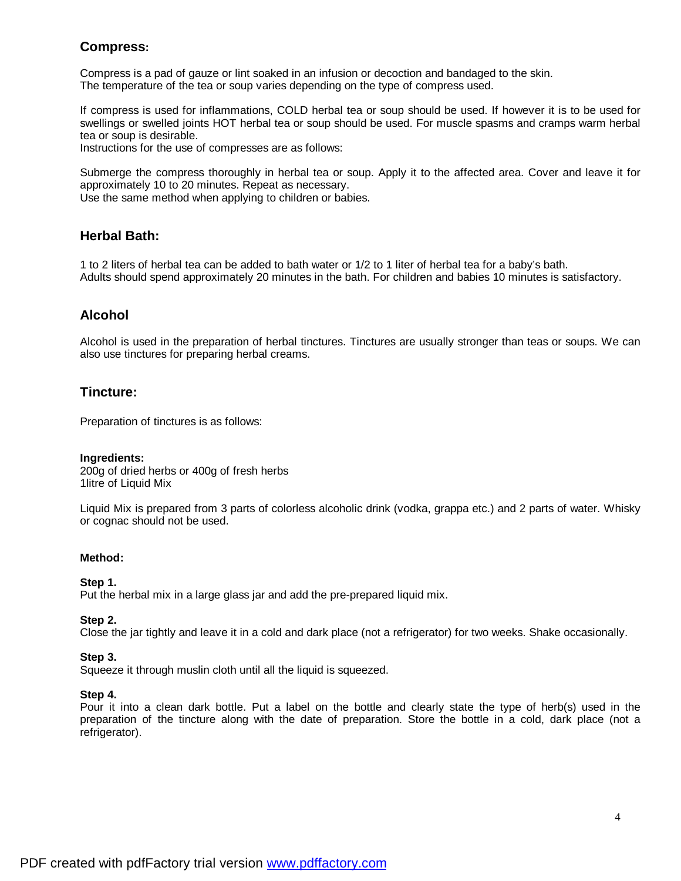## Compress:

Compress is a pad of gauze or lint soaked in an infusion or decoction and bandaged to the skin.
The temperature of the tea or soup varies depending on the type of compress used.

If compress is used for inflammations, COLD herbal tea or soup should be used. If however it is to be used for swellings or swelled joints HOT herbal tea or soup should be used. For muscle spasms and cramps warm herbal tea or soup is desirable.
Instructions for the use of compresses are as follows:

Submerge the compress thoroughly in herbal tea or soup. Apply it to the affected area. Cover and leave it for approximately 10 to 20 minutes. Repeat as necessary.
Use the same method when applying to children or babies.

## Herbal Bath:

1 to 2 liters of herbal tea can be added to bath water or 1/2 to 1 liter of herbal tea for a baby's bath.
Adults should spend approximately 20 minutes in the bath. For children and babies 10 minutes is satisfactory.

## Alcohol

Alcohol is used in the preparation of herbal tinctures. Tinctures are usually stronger than teas or soups. We can also use tinctures for preparing herbal creams.

## Tincture:

Preparation of tinctures is as follows:

**Ingredients:**
200g of dried herbs or 400g of fresh herbs
1litre of Liquid Mix

Liquid Mix is prepared from 3 parts of colorless alcoholic drink (vodka, grappa etc.) and 2 parts of water. Whisky or cognac should not be used.

**Method:**

**Step 1.**
Put the herbal mix in a large glass jar and add the pre-prepared liquid mix.

**Step 2.**
Close the jar tightly and leave it in a cold and dark place (not a refrigerator) for two weeks. Shake occasionally.

**Step 3.**
Squeeze it through muslin cloth until all the liquid is squeezed.

**Step 4.**
Pour it into a clean dark bottle. Put a label on the bottle and clearly state the type of herb(s) used in the preparation of the tincture along with the date of preparation. Store the bottle in a cold, dark place (not a refrigerator).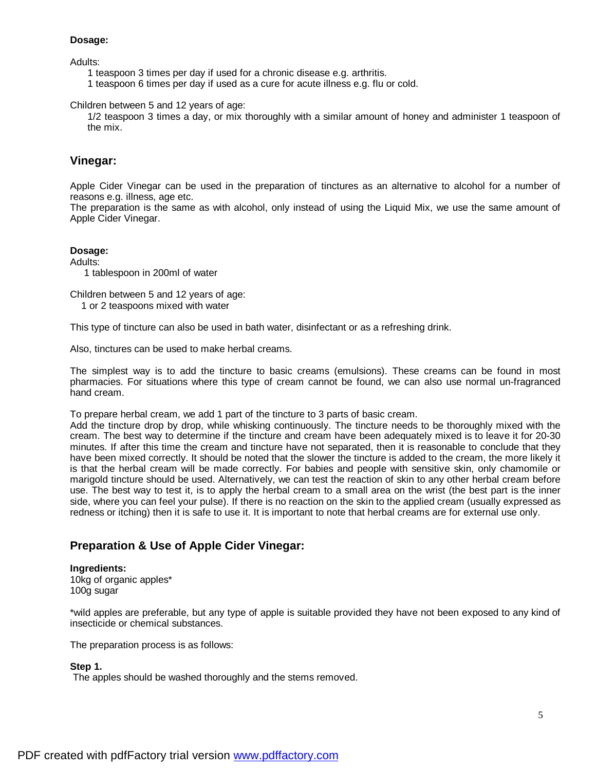**Dosage:**

Adults:

1 teaspoon 3 times per day if used for a chronic disease e.g. arthritis.
1 teaspoon 6 times per day if used as a cure for acute illness e.g. flu or cold.

Children between 5 and 12 years of age:

1/2 teaspoon 3 times a day, or mix thoroughly with a similar amount of honey and administer 1 teaspoon of the mix.

## Vinegar:

Apple Cider Vinegar can be used in the preparation of tinctures as an alternative to alcohol for a number of reasons e.g. illness, age etc.
The preparation is the same as with alcohol, only instead of using the Liquid Mix, we use the same amount of Apple Cider Vinegar.

**Dosage:**
Adults:
1 tablespoon in 200ml of water

Children between 5 and 12 years of age:
1 or 2 teaspoons mixed with water

This type of tincture can also be used in bath water, disinfectant or as a refreshing drink.

Also, tinctures can be used to make herbal creams.

The simplest way is to add the tincture to basic creams (emulsions). These creams can be found in most pharmacies. For situations where this type of cream cannot be found, we can also use normal un-fragranced hand cream.

To prepare herbal cream, we add 1 part of the tincture to 3 parts of basic cream.
Add the tincture drop by drop, while whisking continuously. The tincture needs to be thoroughly mixed with the cream. The best way to determine if the tincture and cream have been adequately mixed is to leave it for 20-30 minutes. If after this time the cream and tincture have not separated, then it is reasonable to conclude that they have been mixed correctly. It should be noted that the slower the tincture is added to the cream, the more likely it is that the herbal cream will be made correctly. For babies and people with sensitive skin, only chamomile or marigold tincture should be used. Alternatively, we can test the reaction of skin to any other herbal cream before use. The best way to test it, is to apply the herbal cream to a small area on the wrist (the best part is the inner side, where you can feel your pulse). If there is no reaction on the skin to the applied cream (usually expressed as redness or itching) then it is safe to use it. It is important to note that herbal creams are for external use only.

## Preparation & Use of Apple Cider Vinegar:

**Ingredients:**
10kg of organic apples*
100g sugar

*wild apples are preferable, but any type of apple is suitable provided they have not been exposed to any kind of insecticide or chemical substances.

The preparation process is as follows:

**Step 1.**
The apples should be washed thoroughly and the stems removed.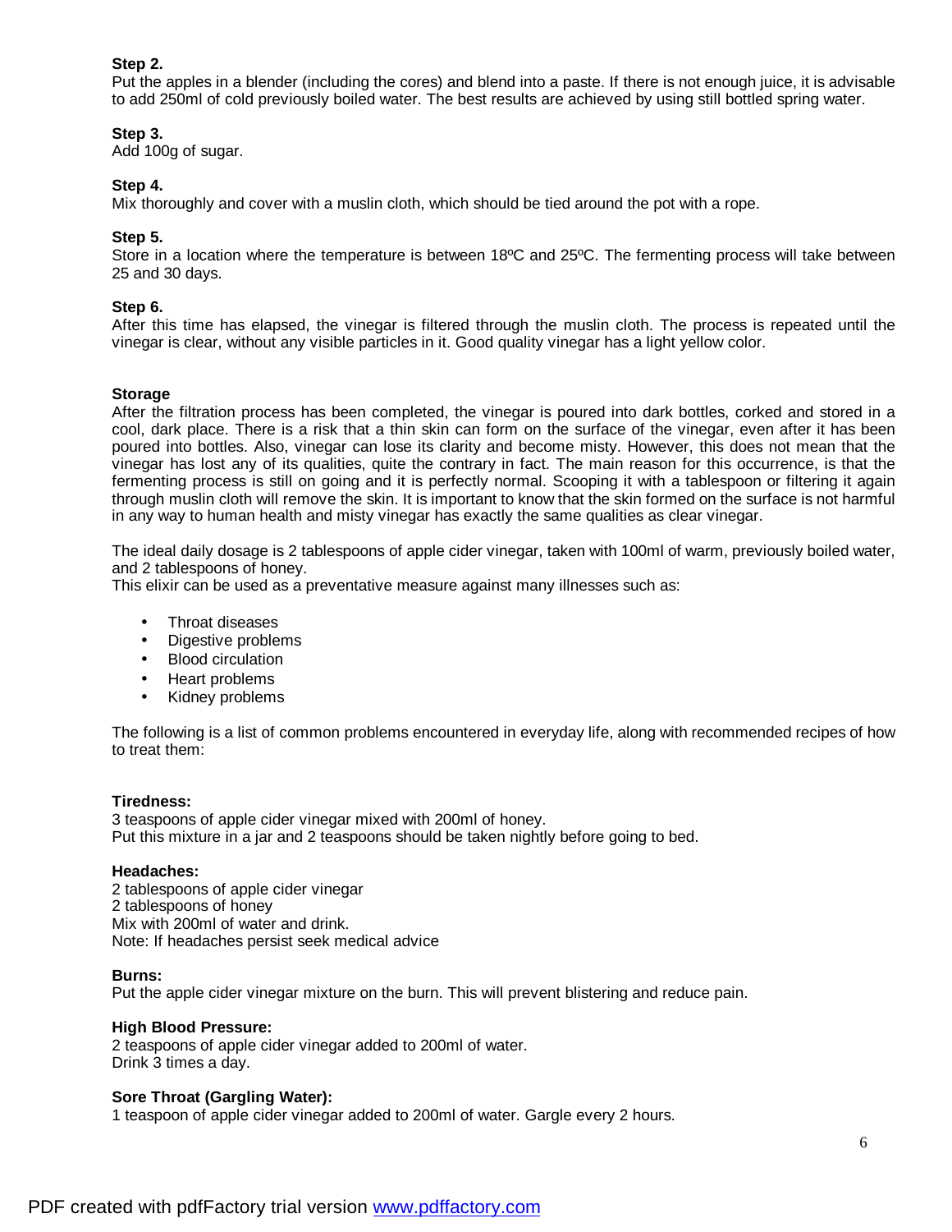**Step 2.**
Put the apples in a blender (including the cores) and blend into a paste. If there is not enough juice, it is advisable to add 250ml of cold previously boiled water. The best results are achieved by using still bottled spring water.

**Step 3.**
Add 100g of sugar.

**Step 4.**
Mix thoroughly and cover with a muslin cloth, which should be tied around the pot with a rope.

**Step 5.**
Store in a location where the temperature is between 18ºC and 25ºC. The fermenting process will take between 25 and 30 days.

**Step 6.**
After this time has elapsed, the vinegar is filtered through the muslin cloth. The process is repeated until the vinegar is clear, without any visible particles in it. Good quality vinegar has a light yellow color.

**Storage**
After the filtration process has been completed, the vinegar is poured into dark bottles, corked and stored in a cool, dark place. There is a risk that a thin skin can form on the surface of the vinegar, even after it has been poured into bottles. Also, vinegar can lose its clarity and become misty. However, this does not mean that the vinegar has lost any of its qualities, quite the contrary in fact. The main reason for this occurrence, is that the fermenting process is still on going and it is perfectly normal. Scooping it with a tablespoon or filtering it again through muslin cloth will remove the skin. It is important to know that the skin formed on the surface is not harmful in any way to human health and misty vinegar has exactly the same qualities as clear vinegar.

The ideal daily dosage is 2 tablespoons of apple cider vinegar, taken with 100ml of warm, previously boiled water, and 2 tablespoons of honey.
This elixir can be used as a preventative measure against many illnesses such as:

- Throat diseases
- Digestive problems
- Blood circulation
- Heart problems
- Kidney problems

The following is a list of common problems encountered in everyday life, along with recommended recipes of how to treat them:

**Tiredness:**
3 teaspoons of apple cider vinegar mixed with 200ml of honey.
Put this mixture in a jar and 2 teaspoons should be taken nightly before going to bed.

**Headaches:**
2 tablespoons of apple cider vinegar
2 tablespoons of honey
Mix with 200ml of water and drink.
Note: If headaches persist seek medical advice

**Burns:**
Put the apple cider vinegar mixture on the burn. This will prevent blistering and reduce pain.

**High Blood Pressure:**
2 teaspoons of apple cider vinegar added to 200ml of water.
Drink 3 times a day.

**Sore Throat (Gargling Water):**
1 teaspoon of apple cider vinegar added to 200ml of water. Gargle every 2 hours.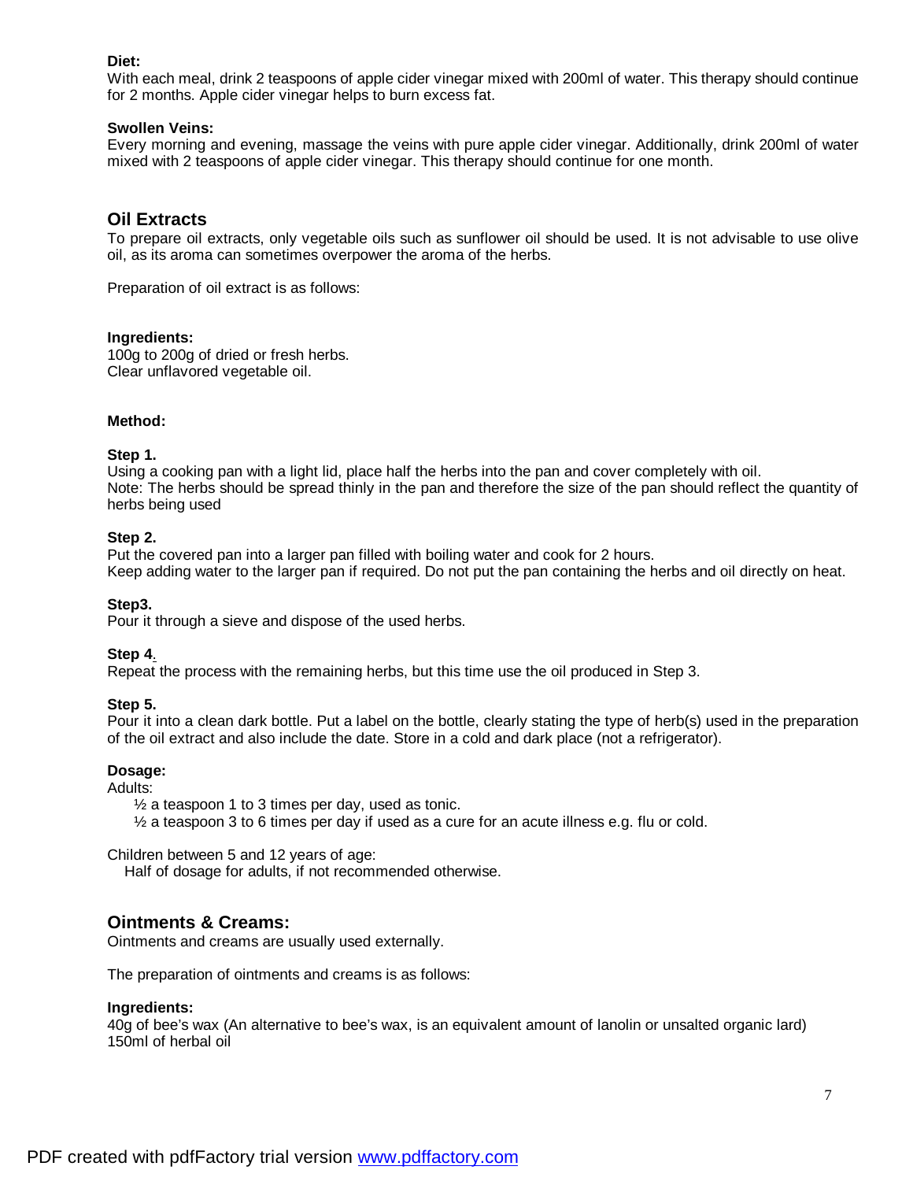**Diet:**
With each meal, drink 2 teaspoons of apple cider vinegar mixed with 200ml of water. This therapy should continue for 2 months. Apple cider vinegar helps to burn excess fat.

**Swollen Veins:**
Every morning and evening, massage the veins with pure apple cider vinegar. Additionally, drink 200ml of water mixed with 2 teaspoons of apple cider vinegar. This therapy should continue for one month.

## Oil Extracts

To prepare oil extracts, only vegetable oils such as sunflower oil should be used. It is not advisable to use olive oil, as its aroma can sometimes overpower the aroma of the herbs.

Preparation of oil extract is as follows:

**Ingredients:**
100g to 200g of dried or fresh herbs.
Clear unflavored vegetable oil.

**Method:**

**Step 1.**
Using a cooking pan with a light lid, place half the herbs into the pan and cover completely with oil.
Note: The herbs should be spread thinly in the pan and therefore the size of the pan should reflect the quantity of herbs being used

**Step 2.**
Put the covered pan into a larger pan filled with boiling water and cook for 2 hours.
Keep adding water to the larger pan if required. Do not put the pan containing the herbs and oil directly on heat.

**Step3.**
Pour it through a sieve and dispose of the used herbs.

**Step 4.**
Repeat the process with the remaining herbs, but this time use the oil produced in Step 3.

**Step 5.**
Pour it into a clean dark bottle. Put a label on the bottle, clearly stating the type of herb(s) used in the preparation of the oil extract and also include the date. Store in a cold and dark place (not a refrigerator).

**Dosage:**
Adults:

- ½ a teaspoon 1 to 3 times per day, used as tonic.
- ½ a teaspoon 3 to 6 times per day if used as a cure for an acute illness e.g. flu or cold.

Children between 5 and 12 years of age:
Half of dosage for adults, if not recommended otherwise.

## Ointments & Creams:

Ointments and creams are usually used externally.

The preparation of ointments and creams is as follows:

**Ingredients:**
40g of bee's wax (An alternative to bee's wax, is an equivalent amount of lanolin or unsalted organic lard)
150ml of herbal oil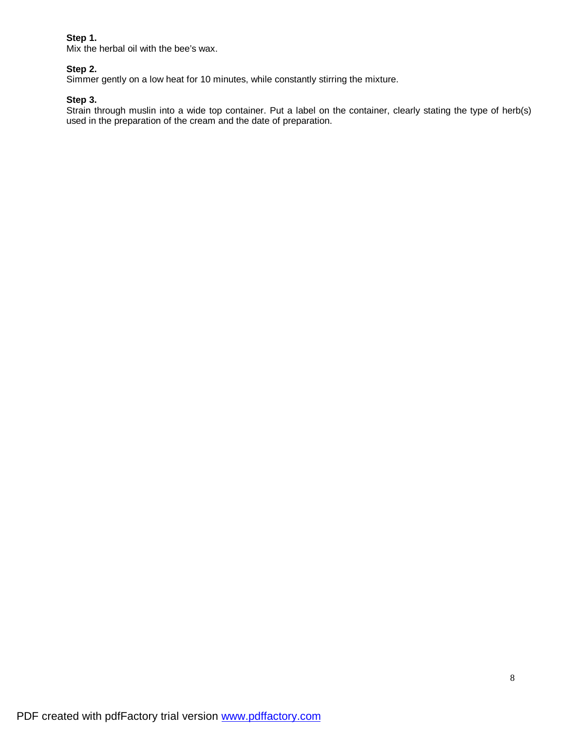**Step 1.**
Mix the herbal oil with the bee's wax.

**Step 2.**
Simmer gently on a low heat for 10 minutes, while constantly stirring the mixture.

**Step 3.**
Strain through muslin into a wide top container. Put a label on the container, clearly stating the type of herb(s) used in the preparation of the cream and the date of preparation.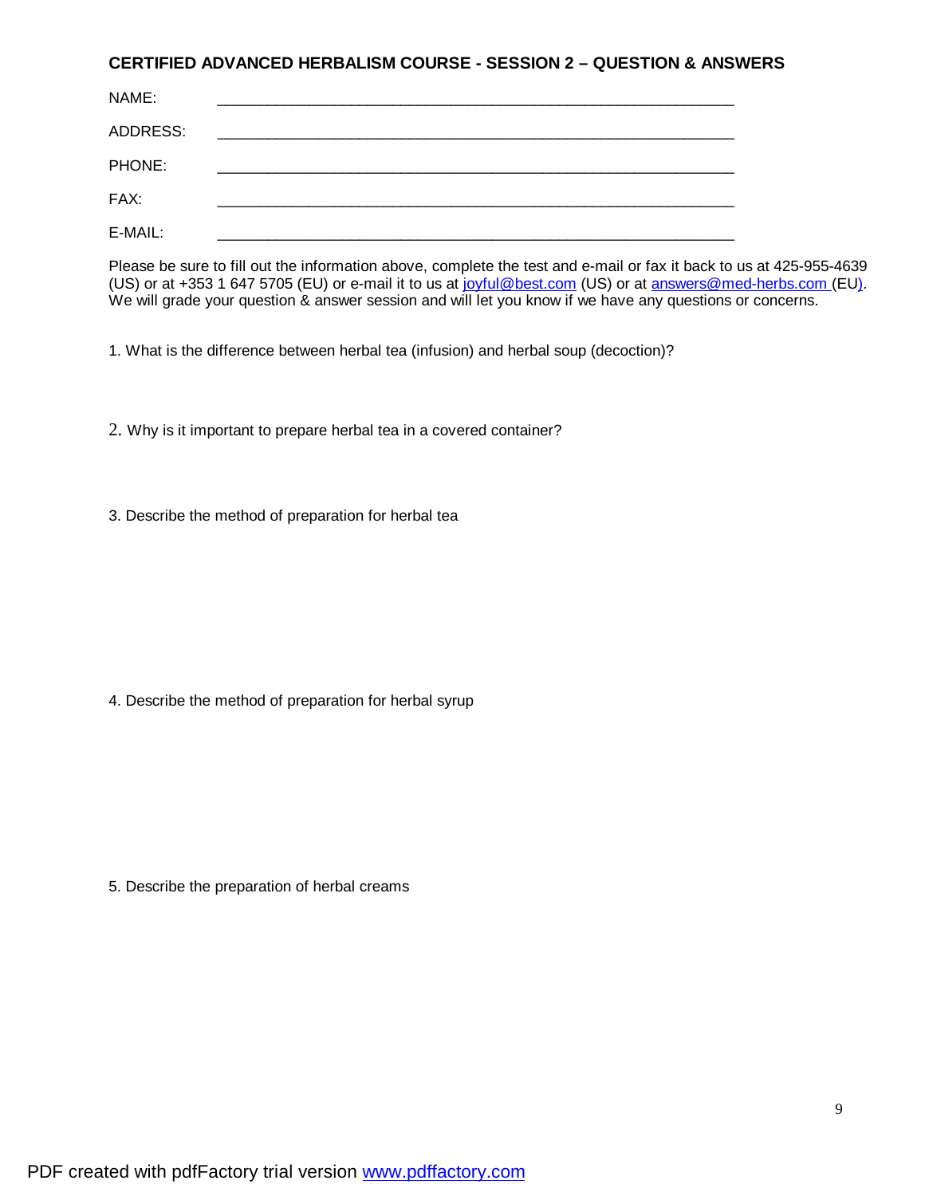**CERTIFIED ADVANCED HERBALISM COURSE - SESSION 2 – QUESTION & ANSWERS**

NAME: ______________________________________________________________

ADDRESS: ______________________________________________________________

PHONE: ______________________________________________________________

FAX: ______________________________________________________________

E-MAIL: ______________________________________________________________

Please be sure to fill out the information above, complete the test and e-mail or fax it back to us at 425-955-4639 (US) or at +353 1 647 5705 (EU) or e-mail it to us at joyful@best.com (US) or at answers@med-herbs.com (EU). We will grade your question & answer session and will let you know if we have any questions or concerns.

1. What is the difference between herbal tea (infusion) and herbal soup (decoction)?

2. Why is it important to prepare herbal tea in a covered container?

3. Describe the method of preparation for herbal tea

4. Describe the method of preparation for herbal syrup

5. Describe the preparation of herbal creams

PDF created with pdfFactory trial version www.pdffactory.com